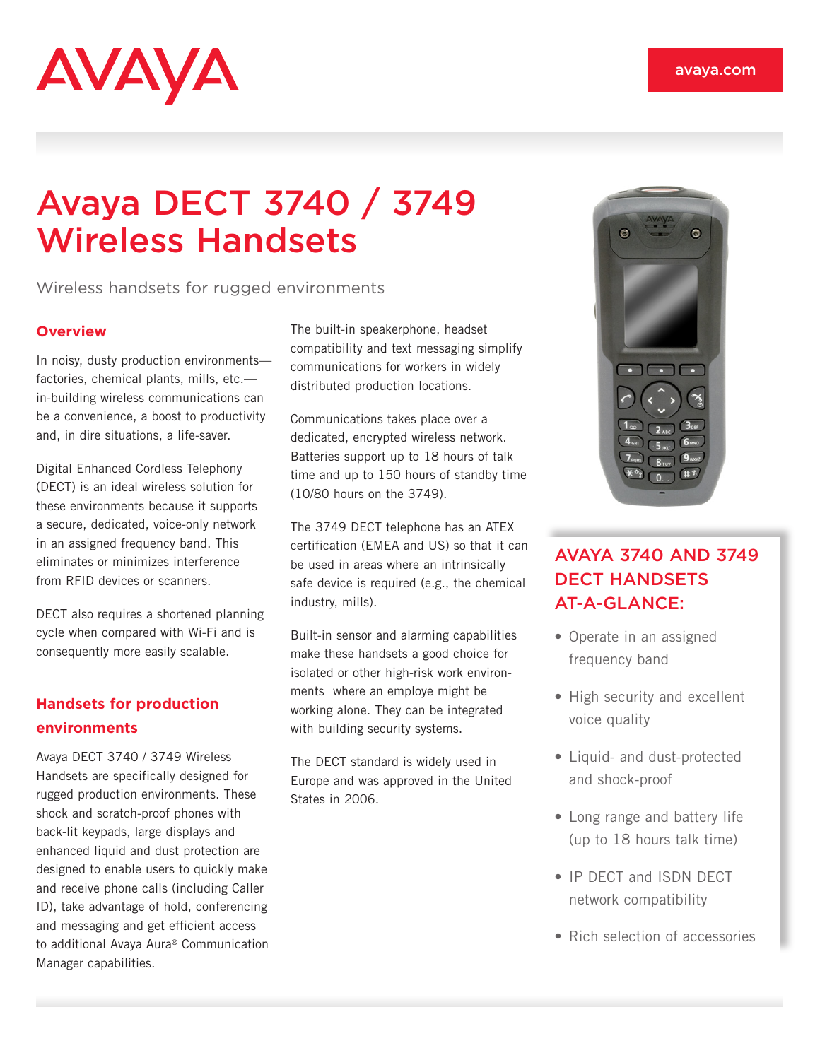AVAYA

avaya.com

# Avaya DECT 3740 / 3749 Wireless Handsets

Wireless handsets for rugged environments

## Overview

In noisy, dusty production environments—factories, chemical plants, mills, etc.—in-building wireless communications can be a convenience, a boost to productivity and, in dire situations, a life-saver.

Digital Enhanced Cordless Telephony (DECT) is an ideal wireless solution for these environments because it supports a secure, dedicated, voice-only network in an assigned frequency band. This eliminates or minimizes interference from RFID devices or scanners.

DECT also requires a shortened planning cycle when compared with Wi-Fi and is consequently more easily scalable.

## Handsets for production environments

Avaya DECT 3740 / 3749 Wireless Handsets are specifically designed for rugged production environments. These shock and scratch-proof phones with back-lit keypads, large displays and enhanced liquid and dust protection are designed to enable users to quickly make and receive phone calls (including Caller ID), take advantage of hold, conferencing and messaging and get efficient access to additional Avaya Aura® Communication Manager capabilities.

The built-in speakerphone, headset compatibility and text messaging simplify communications for workers in widely distributed production locations.

Communications takes place over a dedicated, encrypted wireless network. Batteries support up to 18 hours of talk time and up to 150 hours of standby time (10/80 hours on the 3749).

The 3749 DECT telephone has an ATEX certification (EMEA and US) so that it can be used in areas where an intrinsically safe device is required (e.g., the chemical industry, mills).

Built-in sensor and alarming capabilities make these handsets a good choice for isolated or other high-risk work environments where an employe might be working alone. They can be integrated with building security systems.

The DECT standard is widely used in Europe and was approved in the United States in 2006.

## AVAYA 3740 AND 3749 DECT HANDSETS AT-A-GLANCE:

- Operate in an assigned frequency band
- High security and excellent voice quality
- Liquid- and dust-protected and shock-proof
- Long range and battery life (up to 18 hours talk time)
- IP DECT and ISDN DECT network compatibility
- Rich selection of accessories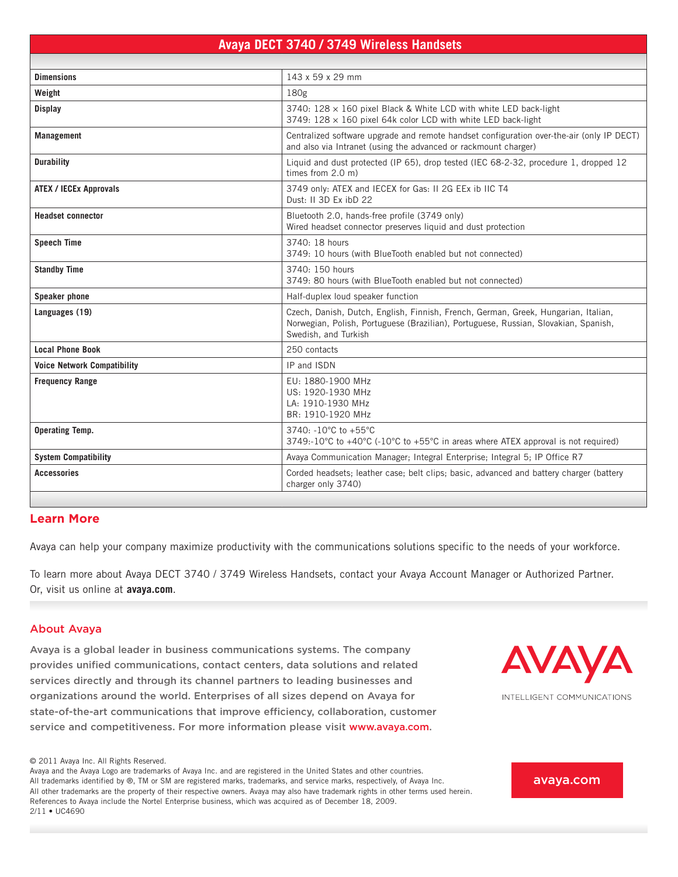## Avaya DECT 3740 / 3749 Wireless Handsets

| | |
|---|---|
| **Dimensions** | 143 x 59 x 29 mm |
| **Weight** | 180g |
| **Display** | 3740: 128 × 160 pixel Black & White LCD with white LED back-light<br>3749: 128 × 160 pixel 64k color LCD with white LED back-light |
| **Management** | Centralized software upgrade and remote handset configuration over-the-air (only IP DECT) and also via Intranet (using the advanced or rackmount charger) |
| **Durability** | Liquid and dust protected (IP 65), drop tested (IEC 68-2-32, procedure 1, dropped 12 times from 2.0 m) |
| **ATEX / IECEx Approvals** | 3749 only: ATEX and IECEX for Gas: II 2G EEx ib IIC T4<br>Dust: II 3D Ex ibD 22 |
| **Headset connector** | Bluetooth 2.0, hands-free profile (3749 only)<br>Wired headset connector preserves liquid and dust protection |
| **Speech Time** | 3740: 18 hours<br>3749: 10 hours (with BlueTooth enabled but not connected) |
| **Standby Time** | 3740: 150 hours<br>3749: 80 hours (with BlueTooth enabled but not connected) |
| **Speaker phone** | Half-duplex loud speaker function |
| **Languages (19)** | Czech, Danish, Dutch, English, Finnish, French, German, Greek, Hungarian, Italian, Norwegian, Polish, Portuguese (Brazilian), Portuguese, Russian, Slovakian, Spanish, Swedish, and Turkish |
| **Local Phone Book** | 250 contacts |
| **Voice Network Compatibility** | IP and ISDN |
| **Frequency Range** | EU: 1880-1900 MHz<br>US: 1920-1930 MHz<br>LA: 1910-1930 MHz<br>BR: 1910-1920 MHz |
| **Operating Temp.** | 3740: -10°C to +55°C<br>3749:-10°C to +40°C (-10°C to +55°C in areas where ATEX approval is not required) |
| **System Compatibility** | Avaya Communication Manager; Integral Enterprise; Integral 5; IP Office R7 |
| **Accessories** | Corded headsets; leather case; belt clips; basic, advanced and battery charger (battery charger only 3740) |

## Learn More

Avaya can help your company maximize productivity with the communications solutions specific to the needs of your workforce.

To learn more about Avaya DECT 3740 / 3749 Wireless Handsets, contact your Avaya Account Manager or Authorized Partner. Or, visit us online at **avaya.com**.

## About Avaya

Avaya is a global leader in business communications systems. The company provides unified communications, contact centers, data solutions and related services directly and through its channel partners to leading businesses and organizations around the world. Enterprises of all sizes depend on Avaya for state-of-the-art communications that improve efficiency, collaboration, customer service and competitiveness. For more information please visit www.avaya.com.

AVAYA

INTELLIGENT COMMUNICATIONS

avaya.com

© 2011 Avaya Inc. All Rights Reserved.
Avaya and the Avaya Logo are trademarks of Avaya Inc. and are registered in the United States and other countries.
All trademarks identified by ®, TM or SM are registered marks, trademarks, and service marks, respectively, of Avaya Inc.
All other trademarks are the property of their respective owners. Avaya may also have trademark rights in other terms used herein.
References to Avaya include the Nortel Enterprise business, which was acquired as of December 18, 2009.
2/11 • UC4690